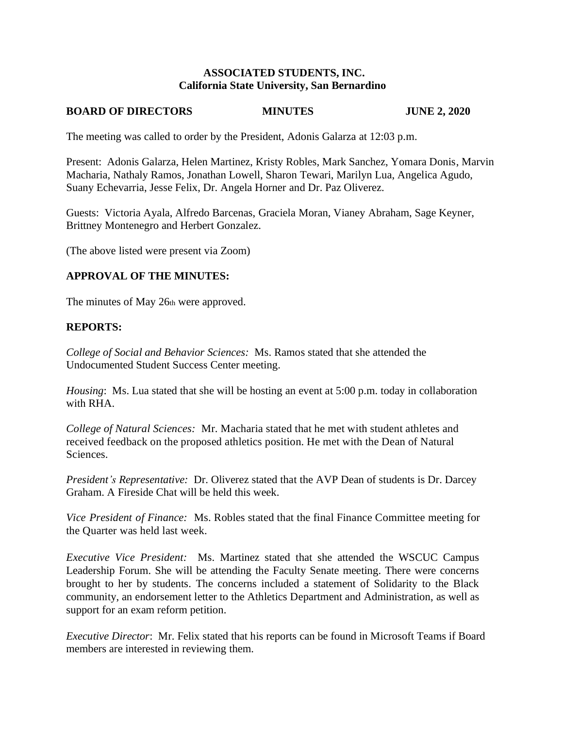**ASSOCIATED STUDENTS, INC.**
**California State University, San Bernardino**

**BOARD OF DIRECTORS MINUTES JUNE 2, 2020**

The meeting was called to order by the President, Adonis Galarza at 12:03 p.m.

Present: Adonis Galarza, Helen Martinez, Kristy Robles, Mark Sanchez, Yomara Donis, Marvin Macharia, Nathaly Ramos, Jonathan Lowell, Sharon Tewari, Marilyn Lua, Angelica Agudo, Suany Echevarria, Jesse Felix, Dr. Angela Horner and Dr. Paz Oliverez.

Guests: Victoria Ayala, Alfredo Barcenas, Graciela Moran, Vianey Abraham, Sage Keyner, Brittney Montenegro and Herbert Gonzalez.

(The above listed were present via Zoom)

**APPROVAL OF THE MINUTES:**

The minutes of May 26th were approved.

**REPORTS:**

*College of Social and Behavior Sciences:* Ms. Ramos stated that she attended the Undocumented Student Success Center meeting.

*Housing*: Ms. Lua stated that she will be hosting an event at 5:00 p.m. today in collaboration with RHA.

*College of Natural Sciences:* Mr. Macharia stated that he met with student athletes and received feedback on the proposed athletics position. He met with the Dean of Natural Sciences.

*President's Representative:* Dr. Oliverez stated that the AVP Dean of students is Dr. Darcey Graham. A Fireside Chat will be held this week.

*Vice President of Finance:* Ms. Robles stated that the final Finance Committee meeting for the Quarter was held last week.

*Executive Vice President:* Ms. Martinez stated that she attended the WSCUC Campus Leadership Forum. She will be attending the Faculty Senate meeting. There were concerns brought to her by students. The concerns included a statement of Solidarity to the Black community, an endorsement letter to the Athletics Department and Administration, as well as support for an exam reform petition.

*Executive Director*: Mr. Felix stated that his reports can be found in Microsoft Teams if Board members are interested in reviewing them.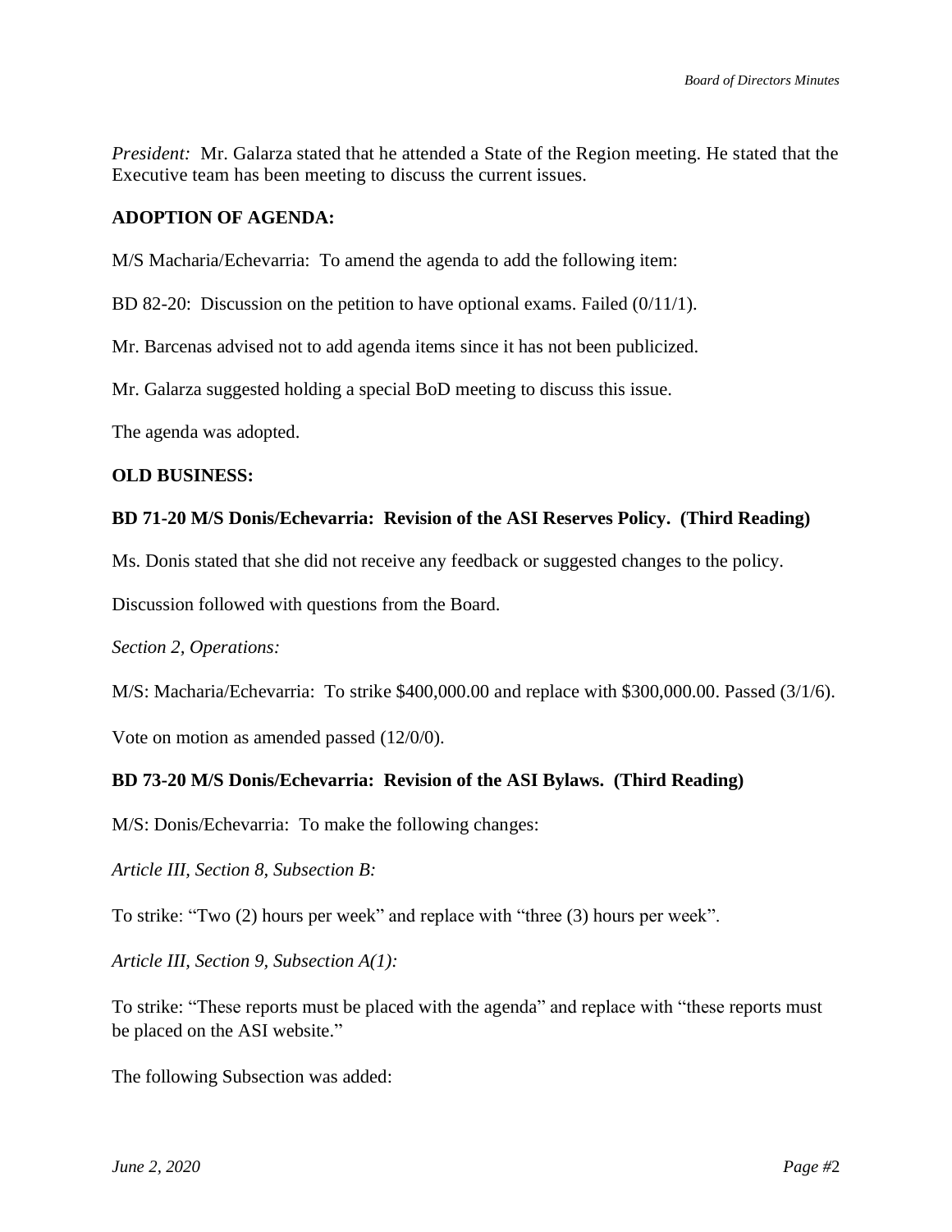*President:* Mr. Galarza stated that he attended a State of the Region meeting. He stated that the Executive team has been meeting to discuss the current issues.

**ADOPTION OF AGENDA:**

M/S Macharia/Echevarria: To amend the agenda to add the following item:

BD 82-20: Discussion on the petition to have optional exams. Failed (0/11/1).

Mr. Barcenas advised not to add agenda items since it has not been publicized.

Mr. Galarza suggested holding a special BoD meeting to discuss this issue.

The agenda was adopted.

**OLD BUSINESS:**

**BD 71-20 M/S Donis/Echevarria: Revision of the ASI Reserves Policy. (Third Reading)**

Ms. Donis stated that she did not receive any feedback or suggested changes to the policy.

Discussion followed with questions from the Board.

*Section 2, Operations:*

M/S: Macharia/Echevarria: To strike $400,000.00 and replace with $300,000.00. Passed (3/1/6).

Vote on motion as amended passed (12/0/0).

**BD 73-20 M/S Donis/Echevarria: Revision of the ASI Bylaws. (Third Reading)**

M/S: Donis/Echevarria: To make the following changes:

*Article III, Section 8, Subsection B:*

To strike: "Two (2) hours per week" and replace with "three (3) hours per week".

*Article III, Section 9, Subsection A(1):*

To strike: "These reports must be placed with the agenda" and replace with "these reports must be placed on the ASI website."

The following Subsection was added: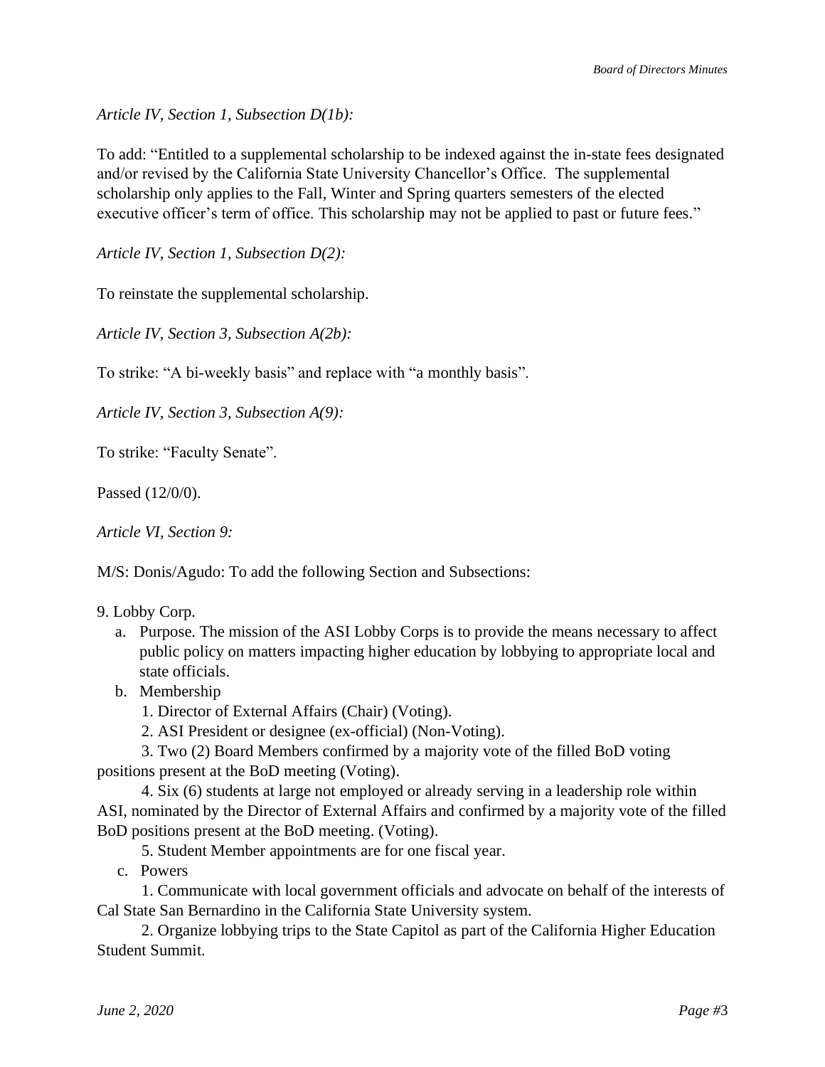*Article IV, Section 1, Subsection D(1b):*

To add: "Entitled to a supplemental scholarship to be indexed against the in-state fees designated and/or revised by the California State University Chancellor's Office. The supplemental scholarship only applies to the Fall, Winter and Spring quarters semesters of the elected executive officer's term of office. This scholarship may not be applied to past or future fees."

*Article IV, Section 1, Subsection D(2):*

To reinstate the supplemental scholarship.

*Article IV, Section 3, Subsection A(2b):*

To strike: "A bi-weekly basis" and replace with "a monthly basis".

*Article IV, Section 3, Subsection A(9):*

To strike: "Faculty Senate".

Passed (12/0/0).

*Article VI, Section 9:*

M/S: Donis/Agudo: To add the following Section and Subsections:

9. Lobby Corp.
   a. Purpose. The mission of the ASI Lobby Corps is to provide the means necessary to affect public policy on matters impacting higher education by lobbying to appropriate local and state officials.
   b. Membership
      1. Director of External Affairs (Chair) (Voting).
      2. ASI President or designee (ex-official) (Non-Voting).
      3. Two (2) Board Members confirmed by a majority vote of the filled BoD voting positions present at the BoD meeting (Voting).
      4. Six (6) students at large not employed or already serving in a leadership role within ASI, nominated by the Director of External Affairs and confirmed by a majority vote of the filled BoD positions present at the BoD meeting. (Voting).
      5. Student Member appointments are for one fiscal year.
   c. Powers
      1. Communicate with local government officials and advocate on behalf of the interests of Cal State San Bernardino in the California State University system.
      2. Organize lobbying trips to the State Capitol as part of the California Higher Education Student Summit.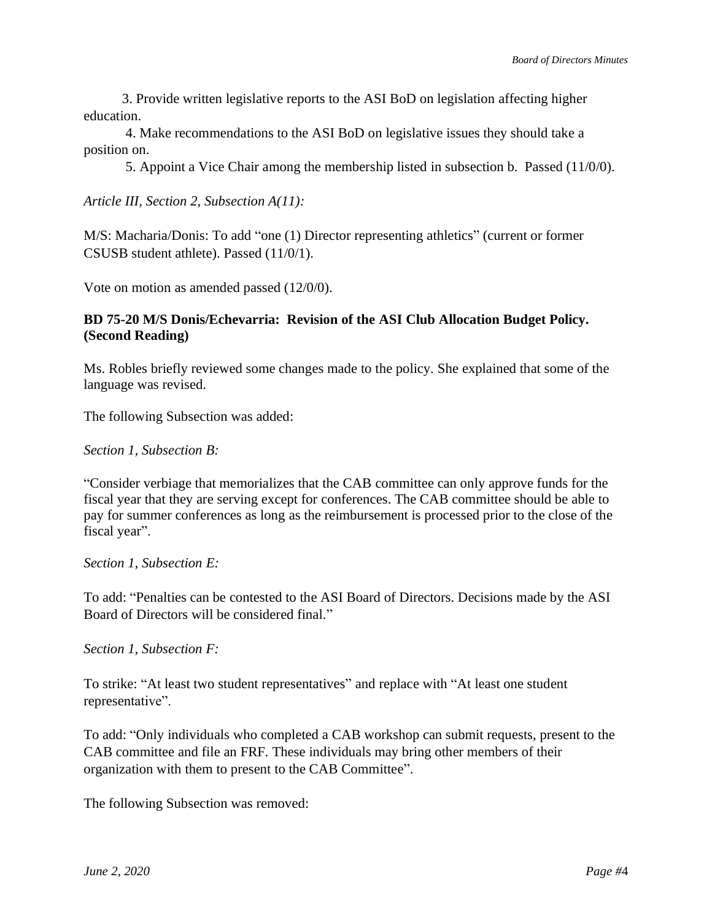3. Provide written legislative reports to the ASI BoD on legislation affecting higher education.

4. Make recommendations to the ASI BoD on legislative issues they should take a position on.

5. Appoint a Vice Chair among the membership listed in subsection b. Passed (11/0/0).

*Article III, Section 2, Subsection A(11):*

M/S: Macharia/Donis: To add "one (1) Director representing athletics" (current or former CSUSB student athlete). Passed (11/0/1).

Vote on motion as amended passed (12/0/0).

**BD 75-20 M/S Donis/Echevarria: Revision of the ASI Club Allocation Budget Policy. (Second Reading)**

Ms. Robles briefly reviewed some changes made to the policy. She explained that some of the language was revised.

The following Subsection was added:

*Section 1, Subsection B:*

"Consider verbiage that memorializes that the CAB committee can only approve funds for the fiscal year that they are serving except for conferences. The CAB committee should be able to pay for summer conferences as long as the reimbursement is processed prior to the close of the fiscal year".

*Section 1, Subsection E:*

To add: "Penalties can be contested to the ASI Board of Directors. Decisions made by the ASI Board of Directors will be considered final."

*Section 1, Subsection F:*

To strike: "At least two student representatives" and replace with "At least one student representative".

To add: "Only individuals who completed a CAB workshop can submit requests, present to the CAB committee and file an FRF. These individuals may bring other members of their organization with them to present to the CAB Committee".

The following Subsection was removed: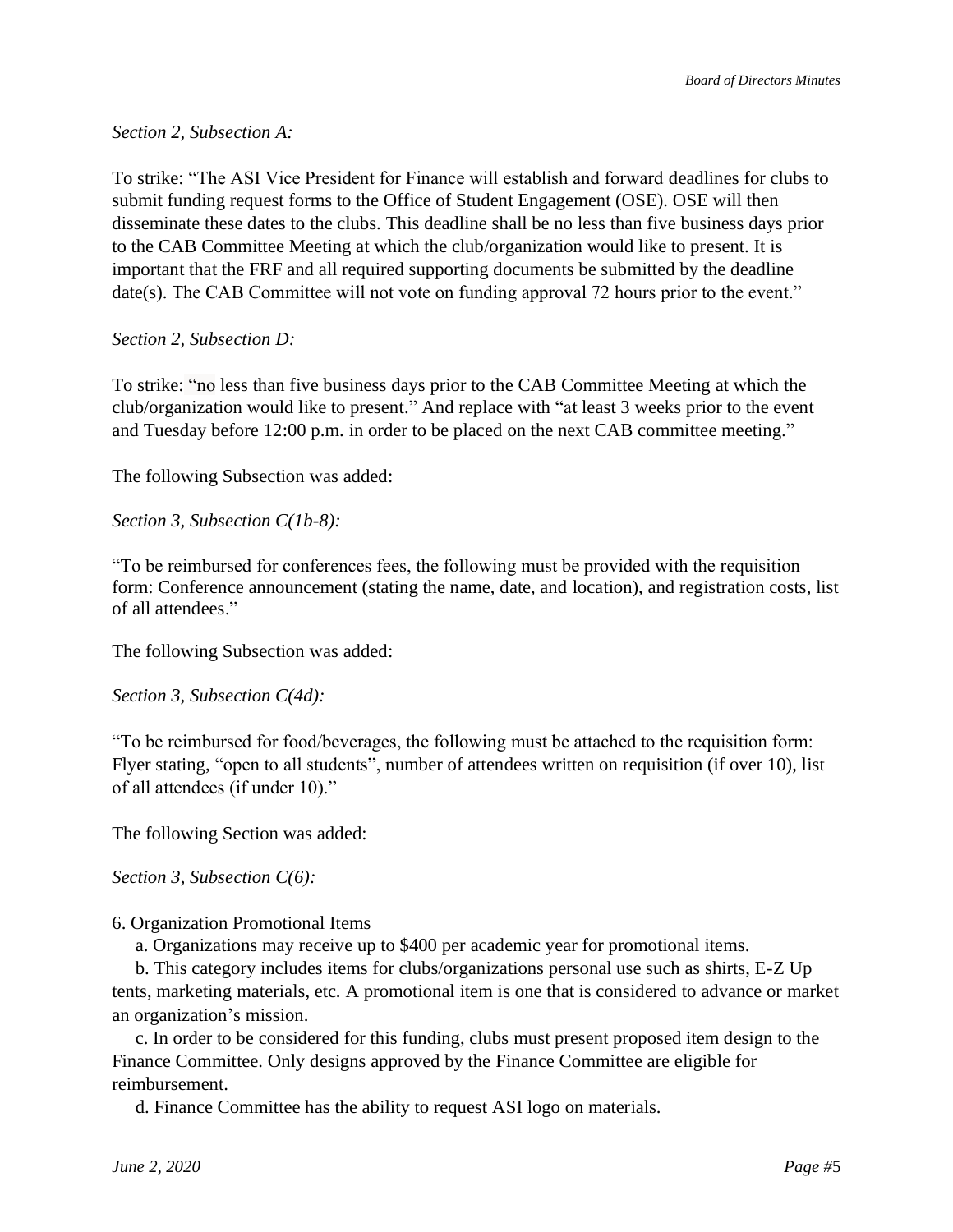*Section 2, Subsection A:*

To strike: "The ASI Vice President for Finance will establish and forward deadlines for clubs to submit funding request forms to the Office of Student Engagement (OSE). OSE will then disseminate these dates to the clubs. This deadline shall be no less than five business days prior to the CAB Committee Meeting at which the club/organization would like to present. It is important that the FRF and all required supporting documents be submitted by the deadline date(s). The CAB Committee will not vote on funding approval 72 hours prior to the event."

*Section 2, Subsection D:*

To strike: "no less than five business days prior to the CAB Committee Meeting at which the club/organization would like to present." And replace with "at least 3 weeks prior to the event and Tuesday before 12:00 p.m. in order to be placed on the next CAB committee meeting."

The following Subsection was added:

*Section 3, Subsection C(1b-8):*

"To be reimbursed for conferences fees, the following must be provided with the requisition form: Conference announcement (stating the name, date, and location), and registration costs, list of all attendees."

The following Subsection was added:

*Section 3, Subsection C(4d):*

"To be reimbursed for food/beverages, the following must be attached to the requisition form: Flyer stating, "open to all students", number of attendees written on requisition (if over 10), list of all attendees (if under 10)."

The following Section was added:

*Section 3, Subsection C(6):*

6. Organization Promotional Items
    a. Organizations may receive up to $400 per academic year for promotional items.
    b. This category includes items for clubs/organizations personal use such as shirts, E-Z Up tents, marketing materials, etc. A promotional item is one that is considered to advance or market an organization's mission.
    c. In order to be considered for this funding, clubs must present proposed item design to the Finance Committee. Only designs approved by the Finance Committee are eligible for reimbursement.
    d. Finance Committee has the ability to request ASI logo on materials.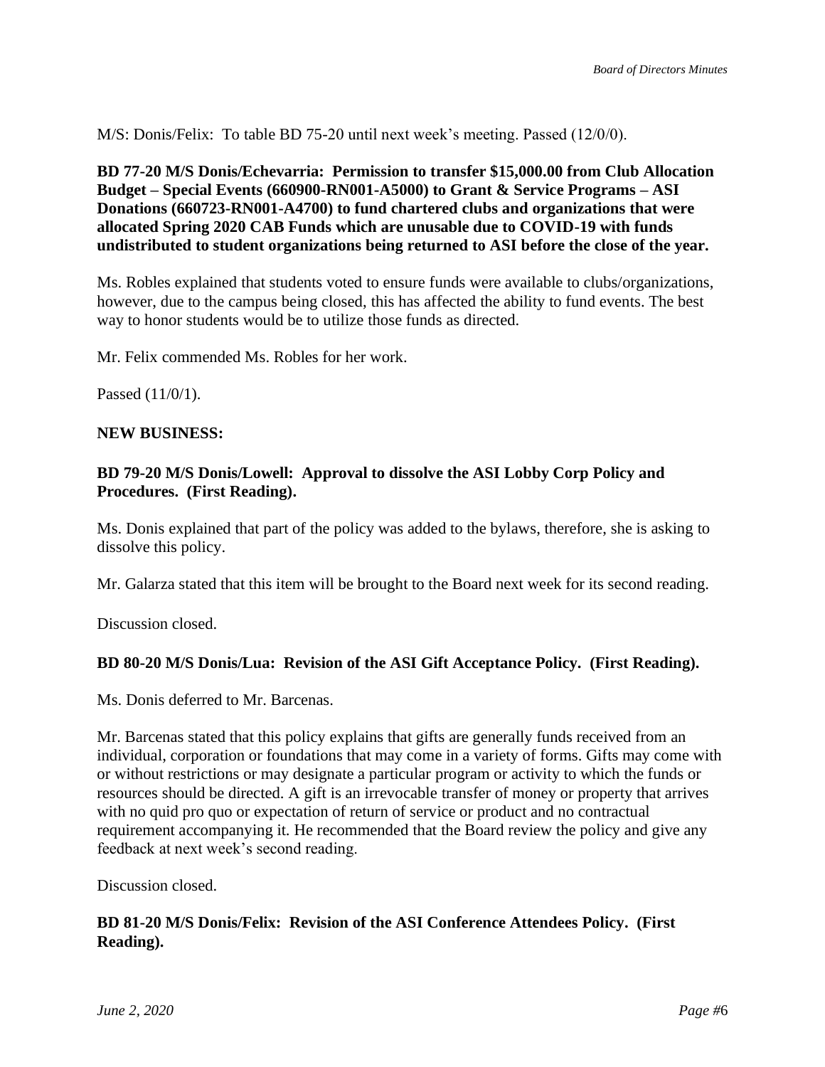M/S: Donis/Felix: To table BD 75-20 until next week's meeting. Passed (12/0/0).

**BD 77-20 M/S Donis/Echevarria: Permission to transfer $15,000.00 from Club Allocation Budget – Special Events (660900-RN001-A5000) to Grant & Service Programs – ASI Donations (660723-RN001-A4700) to fund chartered clubs and organizations that were allocated Spring 2020 CAB Funds which are unusable due to COVID-19 with funds undistributed to student organizations being returned to ASI before the close of the year.**

Ms. Robles explained that students voted to ensure funds were available to clubs/organizations, however, due to the campus being closed, this has affected the ability to fund events. The best way to honor students would be to utilize those funds as directed.

Mr. Felix commended Ms. Robles for her work.

Passed (11/0/1).

**NEW BUSINESS:**

**BD 79-20 M/S Donis/Lowell: Approval to dissolve the ASI Lobby Corp Policy and Procedures. (First Reading).**

Ms. Donis explained that part of the policy was added to the bylaws, therefore, she is asking to dissolve this policy.

Mr. Galarza stated that this item will be brought to the Board next week for its second reading.

Discussion closed.

**BD 80-20 M/S Donis/Lua: Revision of the ASI Gift Acceptance Policy. (First Reading).**

Ms. Donis deferred to Mr. Barcenas.

Mr. Barcenas stated that this policy explains that gifts are generally funds received from an individual, corporation or foundations that may come in a variety of forms. Gifts may come with or without restrictions or may designate a particular program or activity to which the funds or resources should be directed. A gift is an irrevocable transfer of money or property that arrives with no quid pro quo or expectation of return of service or product and no contractual requirement accompanying it. He recommended that the Board review the policy and give any feedback at next week's second reading.

Discussion closed.

**BD 81-20 M/S Donis/Felix: Revision of the ASI Conference Attendees Policy. (First Reading).**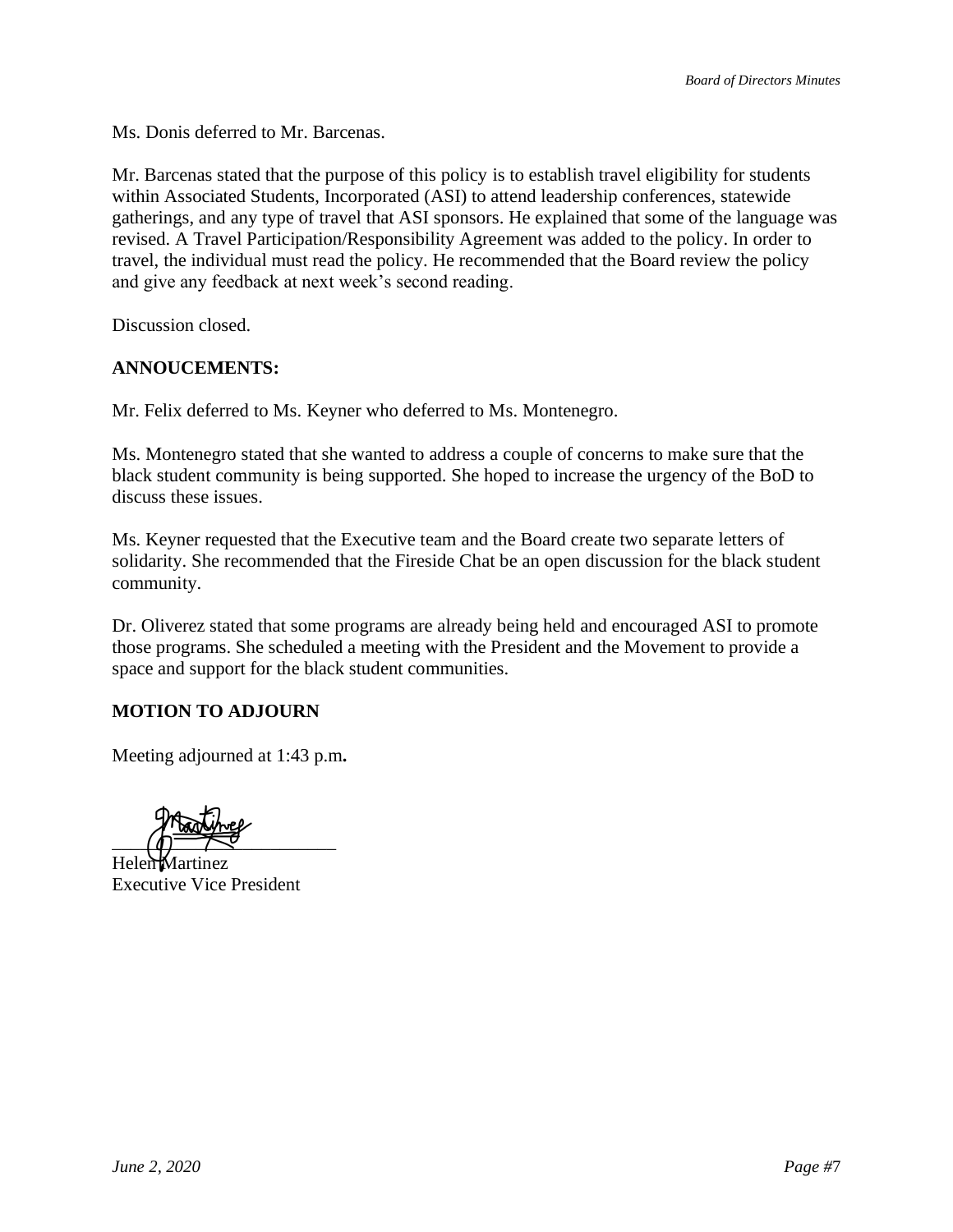Ms. Donis deferred to Mr. Barcenas.

Mr. Barcenas stated that the purpose of this policy is to establish travel eligibility for students within Associated Students, Incorporated (ASI) to attend leadership conferences, statewide gatherings, and any type of travel that ASI sponsors. He explained that some of the language was revised. A Travel Participation/Responsibility Agreement was added to the policy. In order to travel, the individual must read the policy. He recommended that the Board review the policy and give any feedback at next week's second reading.

Discussion closed.

**ANNOUCEMENTS:**

Mr. Felix deferred to Ms. Keyner who deferred to Ms. Montenegro.

Ms. Montenegro stated that she wanted to address a couple of concerns to make sure that the black student community is being supported. She hoped to increase the urgency of the BoD to discuss these issues.

Ms. Keyner requested that the Executive team and the Board create two separate letters of solidarity. She recommended that the Fireside Chat be an open discussion for the black student community.

Dr. Oliverez stated that some programs are already being held and encouraged ASI to promote those programs. She scheduled a meeting with the President and the Movement to provide a space and support for the black student communities.

**MOTION TO ADJOURN**

Meeting adjourned at 1:43 p.m**.**

\_\_\_\_\_\_\_\_\_\_\_\_\_\_\_\_\_\_\_\_\_\_\_\_\_\_

Helen Martinez
Executive Vice President